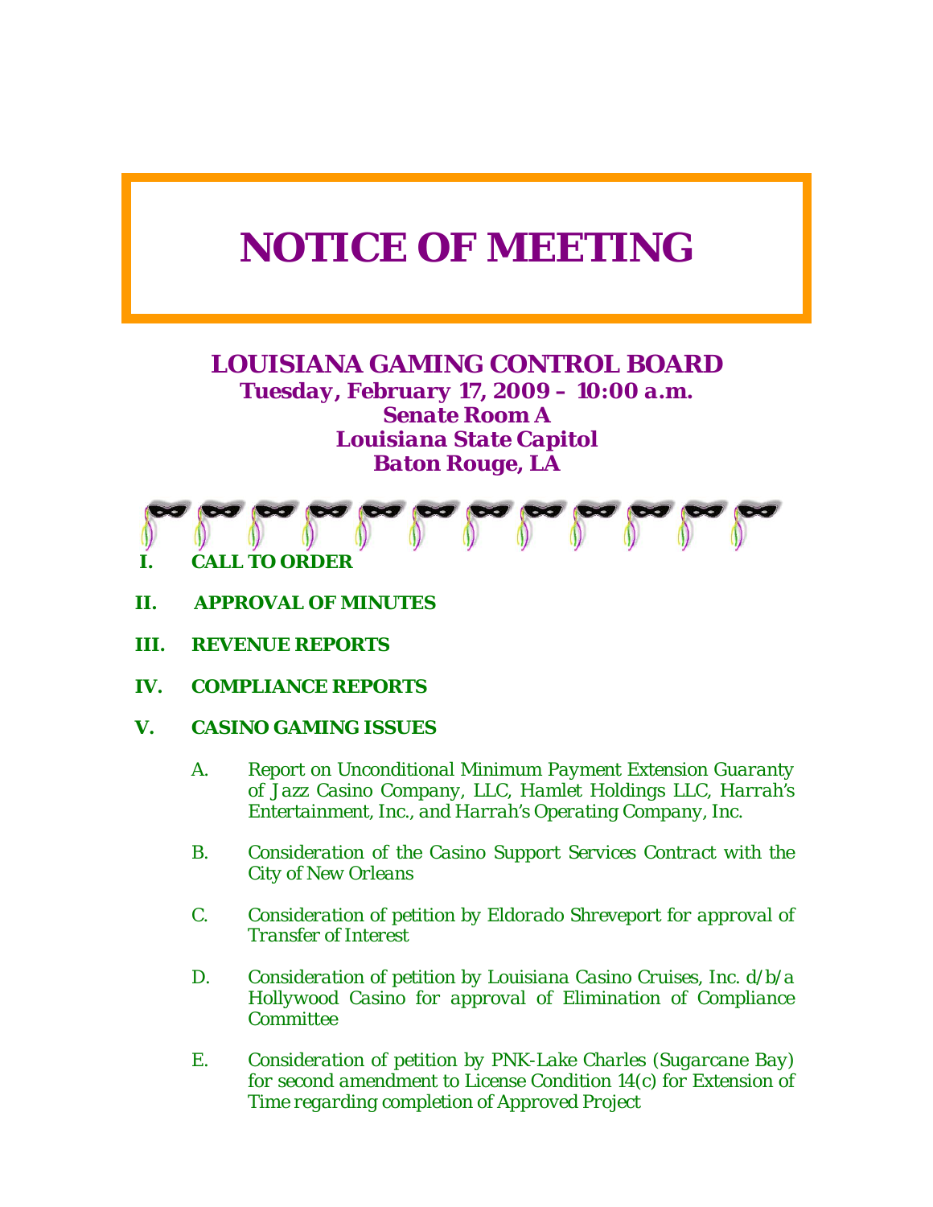# NOTICE OF MEETING

## LOUISIANA GAMING CONTROL BOARD

**Tuesday, February 17, 2009 – 10:00 a.m.**
**Senate Room A**
**Louisiana State Capitol**
**Baton Rouge, LA**

**I. CALL TO ORDER**

**II. APPROVAL OF MINUTES**

**III. REVENUE REPORTS**

**IV. COMPLIANCE REPORTS**

**V. CASINO GAMING ISSUES**

A. Report on Unconditional Minimum Payment Extension Guaranty of Jazz Casino Company, LLC, Hamlet Holdings LLC, Harrah's Entertainment, Inc., and Harrah's Operating Company, Inc.

B. Consideration of the Casino Support Services Contract with the City of New Orleans

C. Consideration of petition by Eldorado Shreveport for approval of Transfer of Interest

D. Consideration of petition by Louisiana Casino Cruises, Inc. d/b/a Hollywood Casino for approval of Elimination of Compliance Committee

E. Consideration of petition by PNK-Lake Charles (Sugarcane Bay) for second amendment to License Condition 14(c) for Extension of Time regarding completion of Approved Project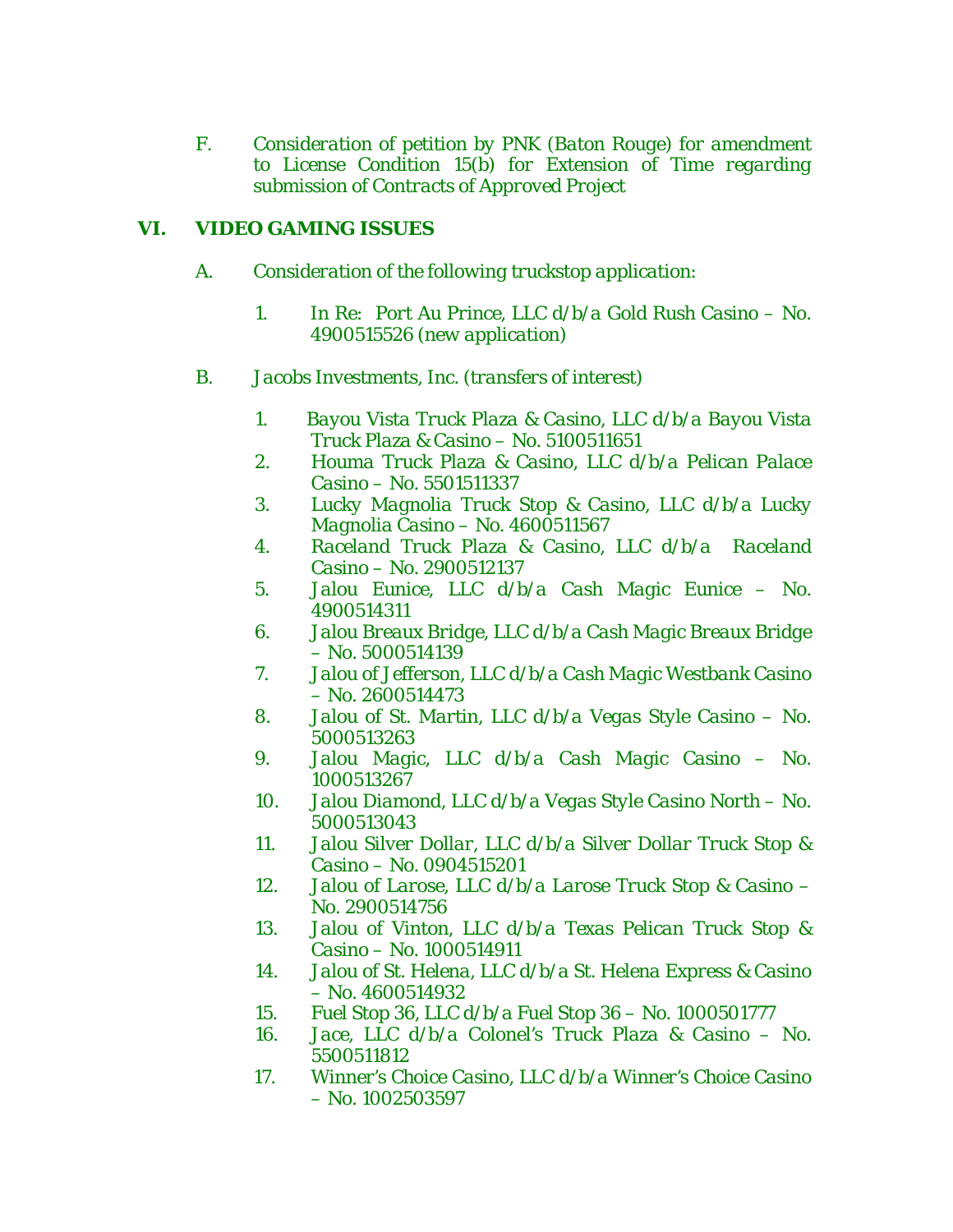F. *Consideration of petition by PNK (Baton Rouge) for amendment to License Condition 15(b) for Extension of Time regarding submission of Contracts of Approved Project*

## VI. VIDEO GAMING ISSUES

A. *Consideration of the following truckstop application:*

1. *In Re: Port Au Prince, LLC d/b/a Gold Rush Casino – No. 4900515526 (new application)*

B. *Jacobs Investments, Inc. (transfers of interest)*

1. *Bayou Vista Truck Plaza & Casino, LLC d/b/a Bayou Vista Truck Plaza & Casino – No. 5100511651*
2. *Houma Truck Plaza & Casino, LLC d/b/a Pelican Palace Casino – No. 5501511337*
3. *Lucky Magnolia Truck Stop & Casino, LLC d/b/a Lucky Magnolia Casino – No. 4600511567*
4. *Raceland Truck Plaza & Casino, LLC d/b/a Raceland Casino – No. 2900512137*
5. *Jalou Eunice, LLC d/b/a Cash Magic Eunice – No. 4900514311*
6. *Jalou Breaux Bridge, LLC d/b/a Cash Magic Breaux Bridge – No. 5000514139*
7. *Jalou of Jefferson, LLC d/b/a Cash Magic Westbank Casino – No. 2600514473*
8. *Jalou of St. Martin, LLC d/b/a Vegas Style Casino – No. 5000513263*
9. *Jalou Magic, LLC d/b/a Cash Magic Casino – No. 1000513267*
10. *Jalou Diamond, LLC d/b/a Vegas Style Casino North – No. 5000513043*
11. *Jalou Silver Dollar, LLC d/b/a Silver Dollar Truck Stop & Casino – No. 0904515201*
12. *Jalou of Larose, LLC d/b/a Larose Truck Stop & Casino – No. 2900514756*
13. *Jalou of Vinton, LLC d/b/a Texas Pelican Truck Stop & Casino – No. 1000514911*
14. *Jalou of St. Helena, LLC d/b/a St. Helena Express & Casino – No. 4600514932*
15. *Fuel Stop 36, LLC d/b/a Fuel Stop 36 – No. 1000501777*
16. *Jace, LLC d/b/a Colonel's Truck Plaza & Casino – No. 5500511812*
17. *Winner's Choice Casino, LLC d/b/a Winner's Choice Casino – No. 1002503597*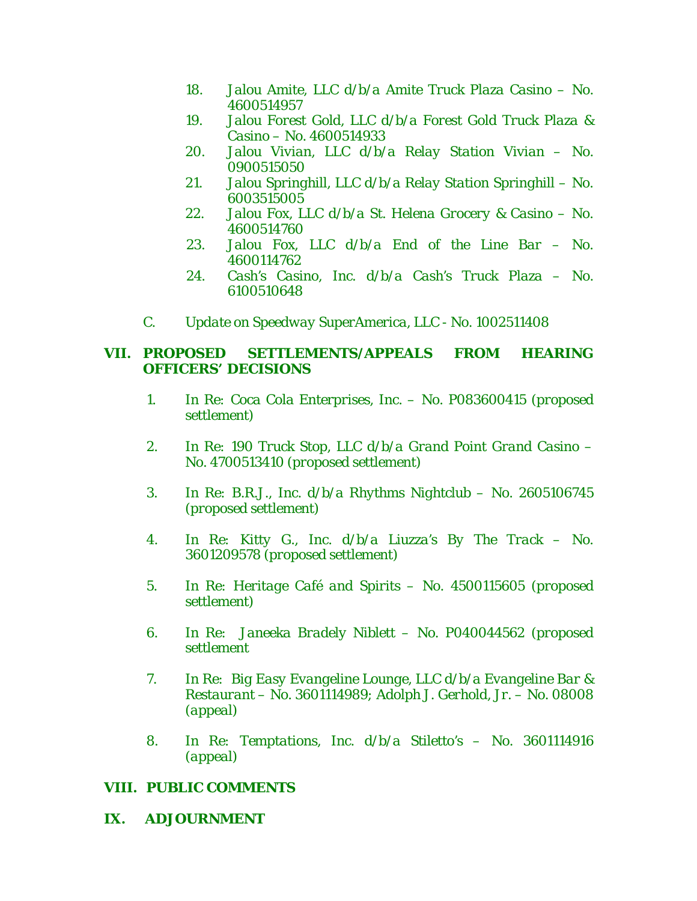18. Jalou Amite, LLC d/b/a Amite Truck Plaza Casino – No. 4600514957
19. Jalou Forest Gold, LLC d/b/a Forest Gold Truck Plaza & Casino – No. 4600514933
20. Jalou Vivian, LLC d/b/a Relay Station Vivian – No. 0900515050
21. Jalou Springhill, LLC d/b/a Relay Station Springhill – No. 6003515005
22. Jalou Fox, LLC d/b/a St. Helena Grocery & Casino – No. 4600514760
23. Jalou Fox, LLC d/b/a End of the Line Bar – No. 4600114762
24. Cash's Casino, Inc. d/b/a Cash's Truck Plaza – No. 6100510648

C. Update on Speedway SuperAmerica, LLC - No. 1002511408

## VII. PROPOSED SETTLEMENTS/APPEALS FROM HEARING OFFICERS' DECISIONS

1. In Re: Coca Cola Enterprises, Inc. – No. P083600415 (proposed settlement)

2. In Re: 190 Truck Stop, LLC d/b/a Grand Point Grand Casino – No. 4700513410 (proposed settlement)

3. In Re: B.R.J., Inc. d/b/a Rhythms Nightclub – No. 2605106745 (proposed settlement)

4. In Re: Kitty G., Inc. d/b/a Liuzza's By The Track – No. 3601209578 (proposed settlement)

5. In Re: Heritage Café and Spirits – No. 4500115605 (proposed settlement)

6. In Re: Janeeka Bradely Niblett – No. P040044562 (proposed settlement

7. In Re: Big Easy Evangeline Lounge, LLC d/b/a Evangeline Bar & Restaurant – No. 3601114989; Adolph J. Gerhold, Jr. – No. 08008 (appeal)

8. In Re: Temptations, Inc. d/b/a Stiletto's – No. 3601114916 (appeal)

## VIII. PUBLIC COMMENTS

## IX. ADJOURNMENT